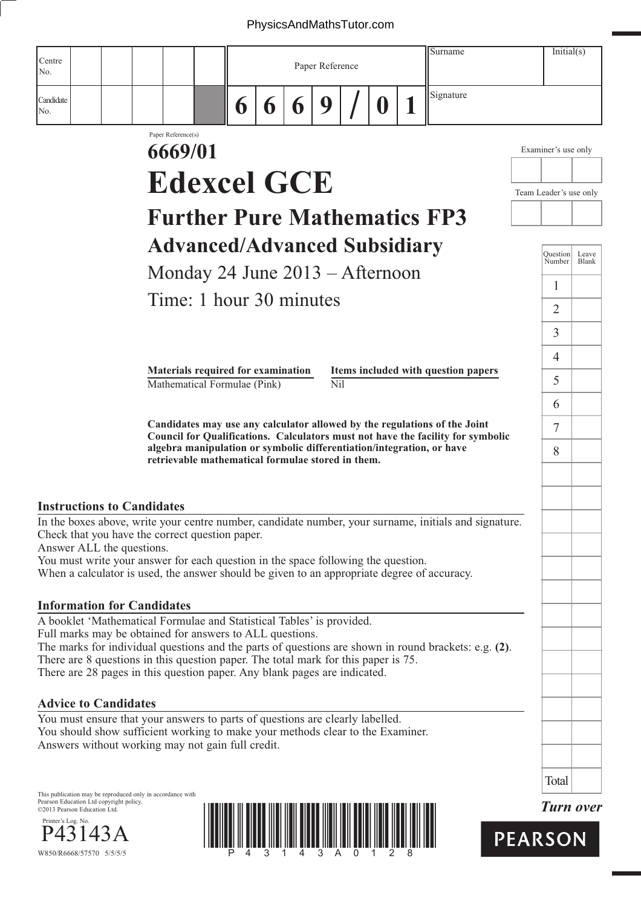| Centre No. | | | | | | Paper Reference | | | | | | | Surname | Initial(s) |
|---|---|---|---|---|---|---|---|---|---|---|---|---|---|---|
| Candidate No. | | | | | | 6 | 6 | 6 | 9 | / | 0 | 1 | Signature | |

Paper Reference(s)

# 6669/01

# Edexcel GCE

## Further Pure Mathematics FP3

## Advanced/Advanced Subsidiary

Monday 24 June 2013 – Afternoon

Time: 1 hour 30 minutes

| Materials required for examination | Items included with question papers |
|---|---|
| Mathematical Formulae (Pink) | Nil |

**Candidates may use any calculator allowed by the regulations of the Joint Council for Qualifications. Calculators must not have the facility for symbolic algebra manipulation or symbolic differentiation/integration, or have retrievable mathematical formulae stored in them.**

Examiner's use only

Team Leader's use only

| Question Number | Leave Blank |
|---|---|
| 1 | |
| 2 | |
| 3 | |
| 4 | |
| 5 | |
| 6 | |
| 7 | |
| 8 | |
| Total | |

### Instructions to Candidates

In the boxes above, write your centre number, candidate number, your surname, initials and signature.
Check that you have the correct question paper.
Answer ALL the questions.
You must write your answer for each question in the space following the question.
When a calculator is used, the answer should be given to an appropriate degree of accuracy.

### Information for Candidates

A booklet 'Mathematical Formulae and Statistical Tables' is provided.
Full marks may be obtained for answers to ALL questions.
The marks for individual questions and the parts of questions are shown in round brackets: e.g. **(2)**.
There are 8 questions in this question paper. The total mark for this paper is 75.
There are 28 pages in this question paper. Any blank pages are indicated.

### Advice to Candidates

You must ensure that your answers to parts of questions are clearly labelled.
You should show sufficient working to make your methods clear to the Examiner.
Answers without working may not gain full credit.

This publication may be reproduced only in accordance with Pearson Education Ltd copyright policy.
©2013 Pearson Education Ltd.

Printer's Log. No.
P43143A
W850/R6668/57570 5/5/5/5

*Turn over*

PEARSON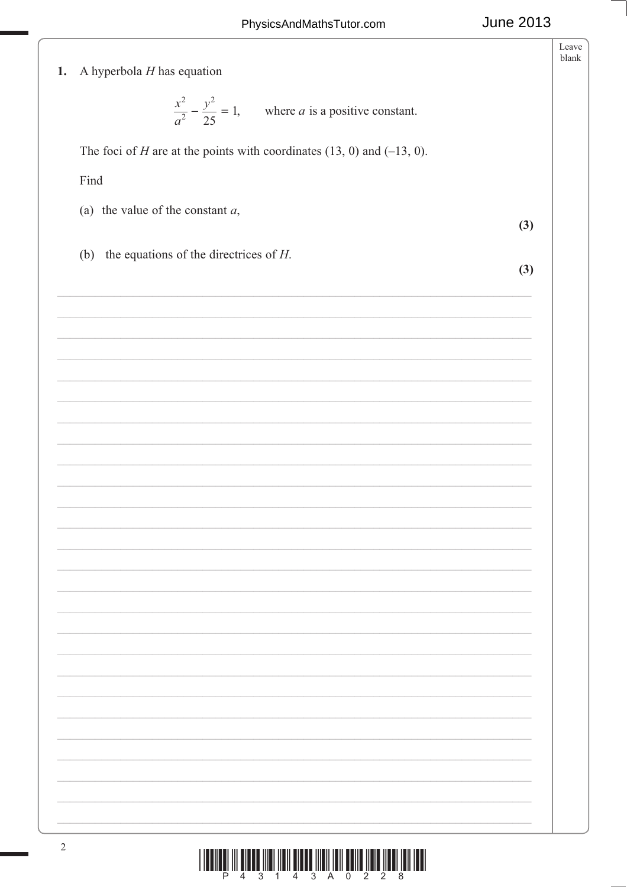**1.** A hyperbola $H$ has equation

$$\frac{x^2}{a^2} - \frac{y^2}{25} = 1, \qquad \text{where } a \text{ is a positive constant.}$$

The foci of $H$ are at the points with coordinates (13, 0) and (–13, 0).

Find

(a) the value of the constant $a$,

**(3)**

(b) the equations of the directrices of $H$.

**(3)**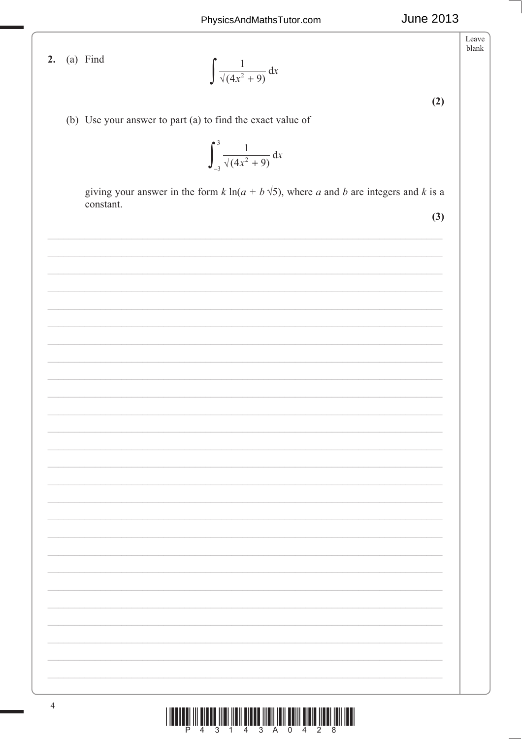**2.** (a) Find

$$\int \frac{1}{\sqrt{(4x^2 + 9)}}\,dx$$

**(2)**

(b) Use your answer to part (a) to find the exact value of

$$\int_{-3}^{3} \frac{1}{\sqrt{(4x^2 + 9)}}\,dx$$

giving your answer in the form $k \ln(a + b\sqrt{5})$, where $a$ and $b$ are integers and $k$ is a constant.

**(3)**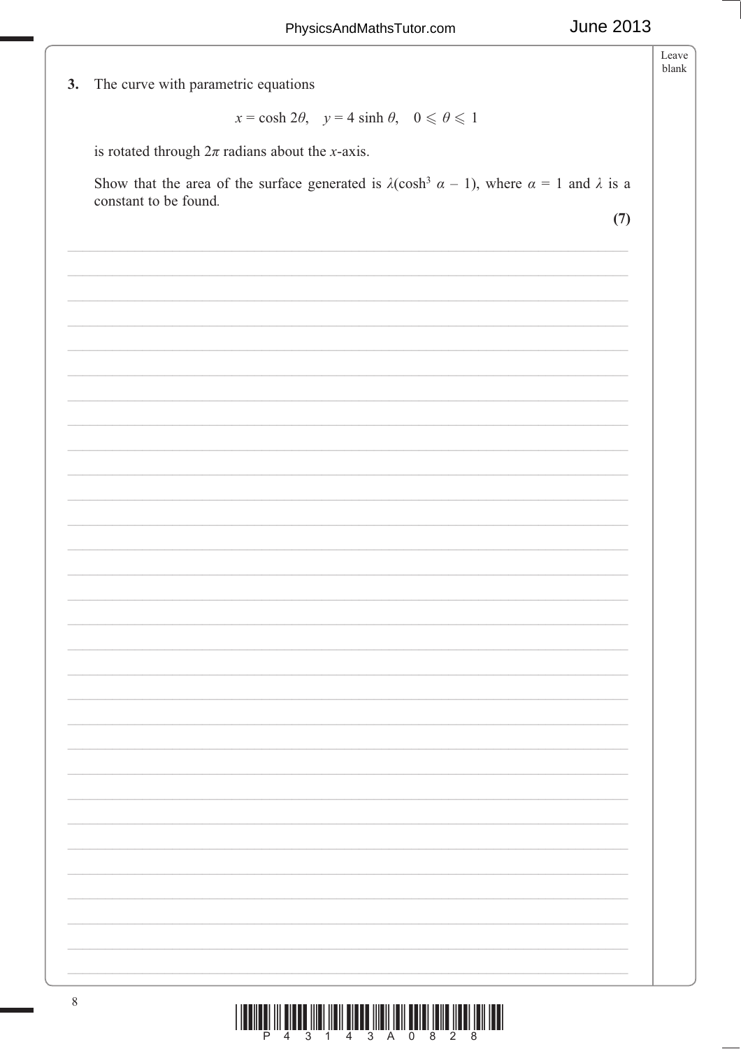**3.** The curve with parametric equations

$$x = \cosh 2\theta, \quad y = 4 \sinh \theta, \quad 0 \leqslant \theta \leqslant 1$$

is rotated through $2\pi$ radians about the $x$-axis.

Show that the area of the surface generated is $\lambda(\cosh^3 \alpha - 1)$, where $\alpha = 1$ and $\lambda$ is a constant to be found.

**(7)**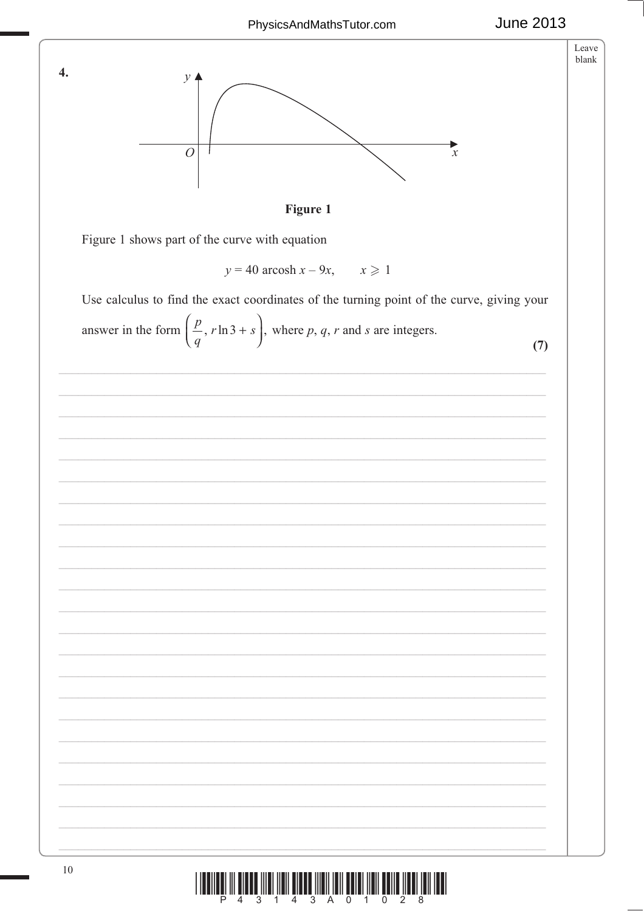**4.**

**Figure 1**

Figure 1 shows part of the curve with equation

$$y = 40 \text{ arcosh } x - 9x, \qquad x \geqslant 1$$

Use calculus to find the exact coordinates of the turning point of the curve, giving your answer in the form $\left(\dfrac{p}{q}, r\ln 3 + s\right)$, where $p$, $q$, $r$ and $s$ are integers.

**(7)**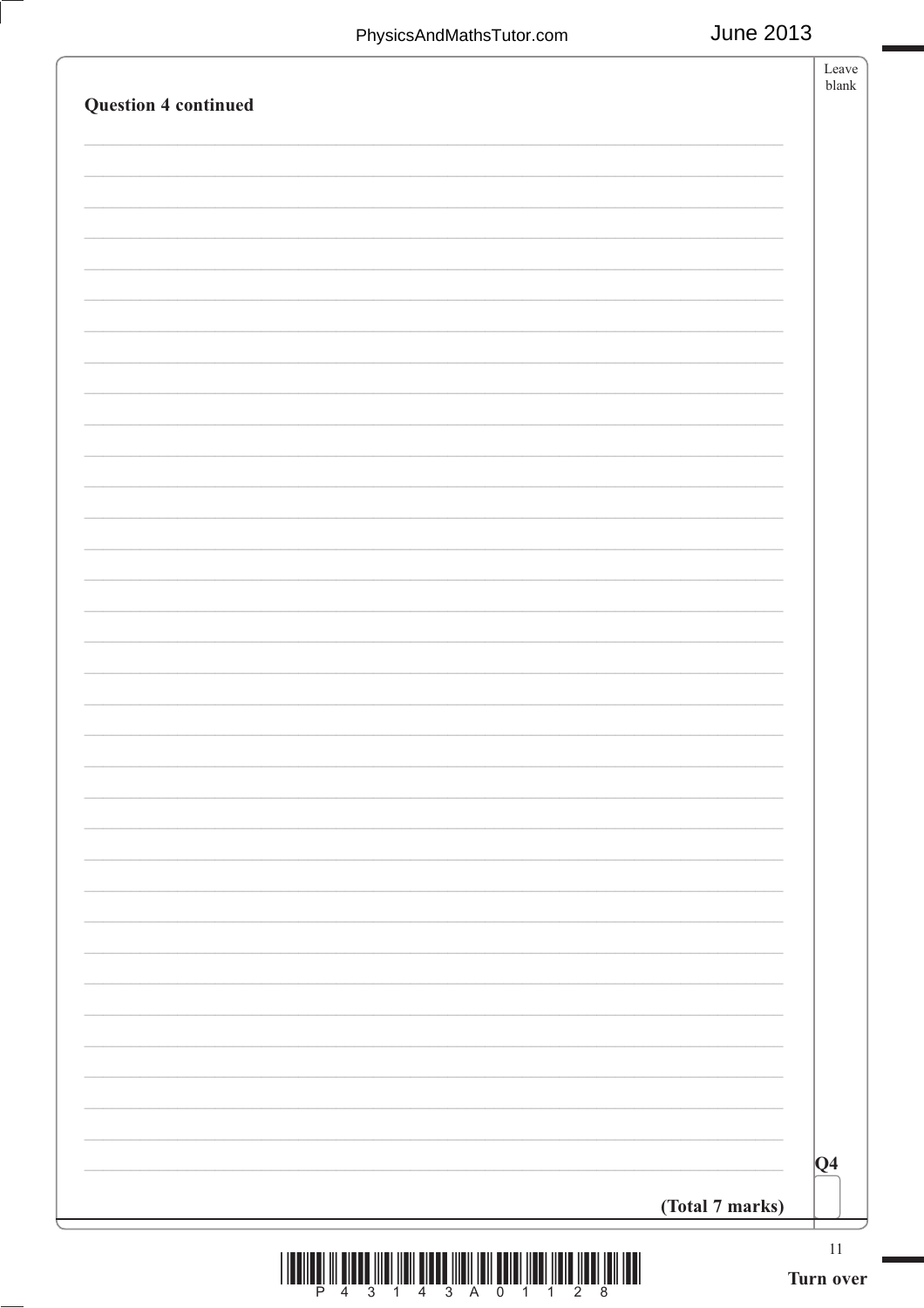**Question 4 continued**

**Q4**

**(Total 7 marks)**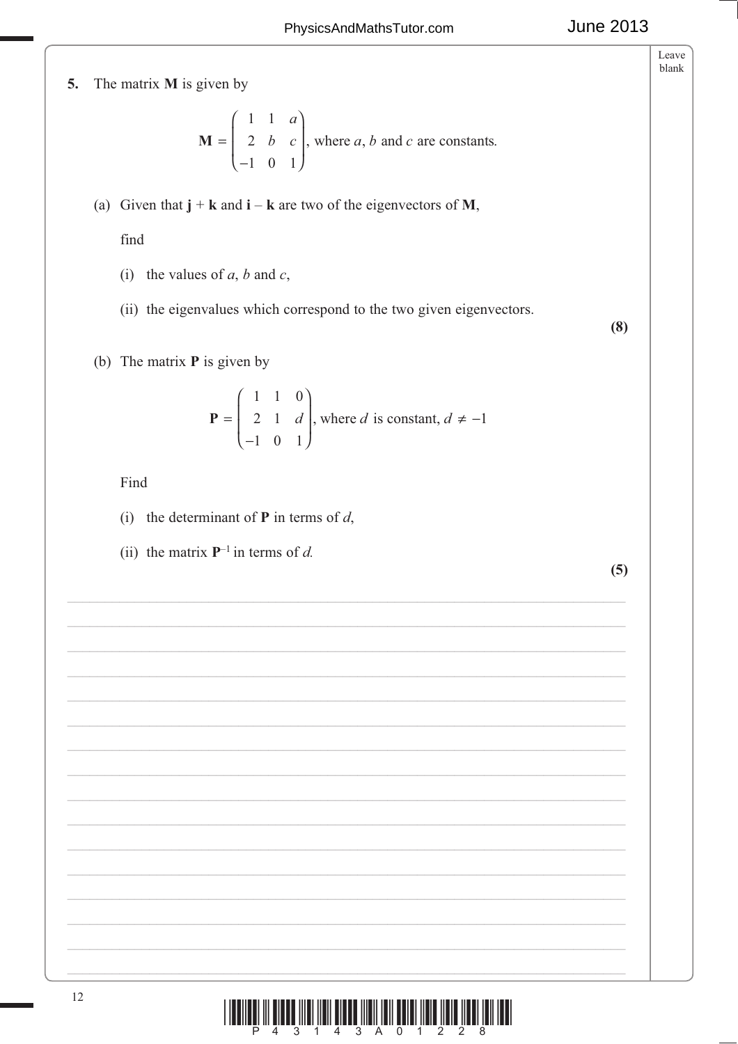**5.** The matrix $\mathbf{M}$ is given by

$$\mathbf{M} = \begin{pmatrix} 1 & 1 & a \\ 2 & b & c \\ -1 & 0 & 1 \end{pmatrix}, \text{ where } a, b \text{ and } c \text{ are constants.}$$

(a) Given that $\mathbf{j} + \mathbf{k}$ and $\mathbf{i} - \mathbf{k}$ are two of the eigenvectors of $\mathbf{M}$,

find

(i) the values of $a$, $b$ and $c$,

(ii) the eigenvalues which correspond to the two given eigenvectors.

**(8)**

(b) The matrix $\mathbf{P}$ is given by

$$\mathbf{P} = \begin{pmatrix} 1 & 1 & 0 \\ 2 & 1 & d \\ -1 & 0 & 1 \end{pmatrix}, \text{ where } d \text{ is constant, } d \neq -1$$

Find

(i) the determinant of $\mathbf{P}$ in terms of $d$,

(ii) the matrix $\mathbf{P}^{-1}$ in terms of $d$.

**(5)**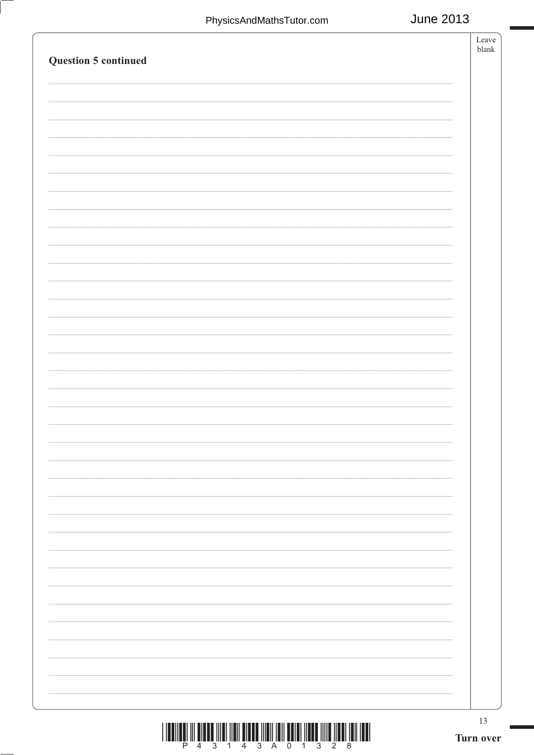**Question 5 continued**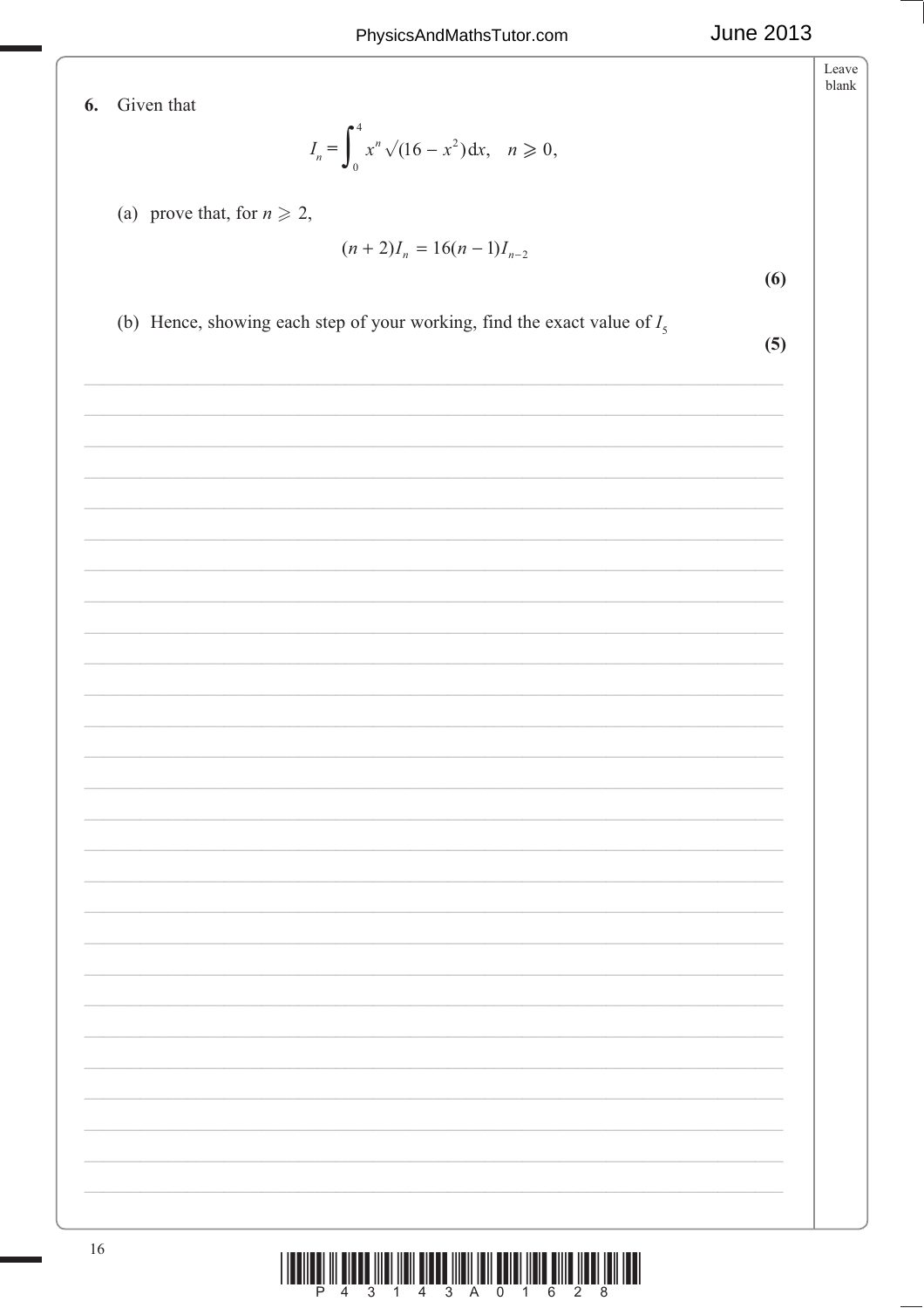**6.** Given that

$$I_n = \int_0^4 x^n \sqrt{(16 - x^2)}\,\mathrm{d}x, \quad n \geqslant 0,$$

(a) prove that, for $n \geqslant 2$,

$$(n+2)I_n = 16(n-1)I_{n-2}$$

**(6)**

(b) Hence, showing each step of your working, find the exact value of $I_5$

**(5)**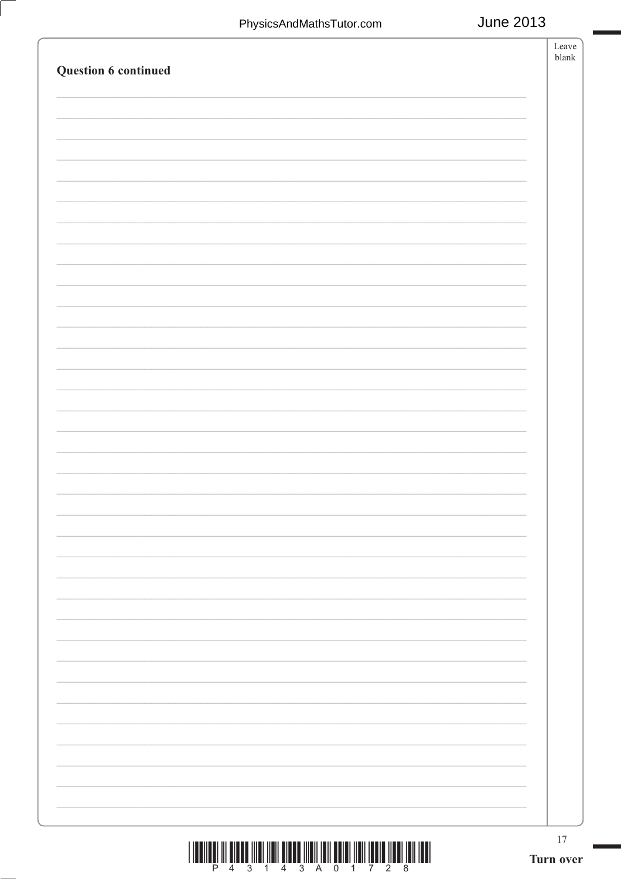**Question 6 continued**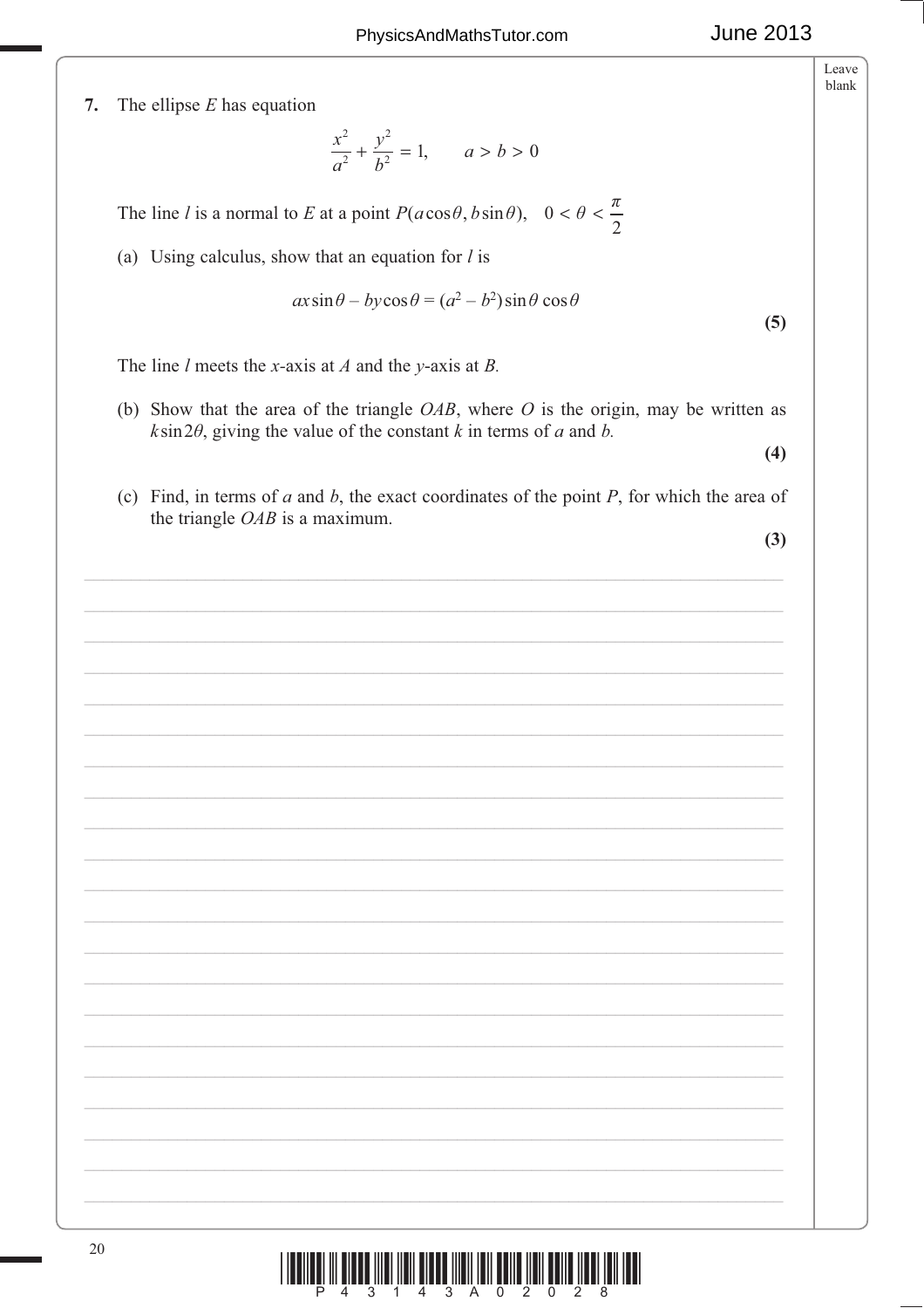**7.** The ellipse $E$ has equation

$$\frac{x^2}{a^2} + \frac{y^2}{b^2} = 1, \qquad a > b > 0$$

The line $l$ is a normal to $E$ at a point $P(a\cos\theta, b\sin\theta)$, $\quad 0 < \theta < \frac{\pi}{2}$

(a) Using calculus, show that an equation for $l$ is

$$ax\sin\theta - by\cos\theta = (a^2 - b^2)\sin\theta\cos\theta$$

**(5)**

The line $l$ meets the $x$-axis at $A$ and the $y$-axis at $B$.

(b) Show that the area of the triangle $OAB$, where $O$ is the origin, may be written as $k\sin 2\theta$, giving the value of the constant $k$ in terms of $a$ and $b$.

**(4)**

(c) Find, in terms of $a$ and $b$, the exact coordinates of the point $P$, for which the area of the triangle $OAB$ is a maximum.

**(3)**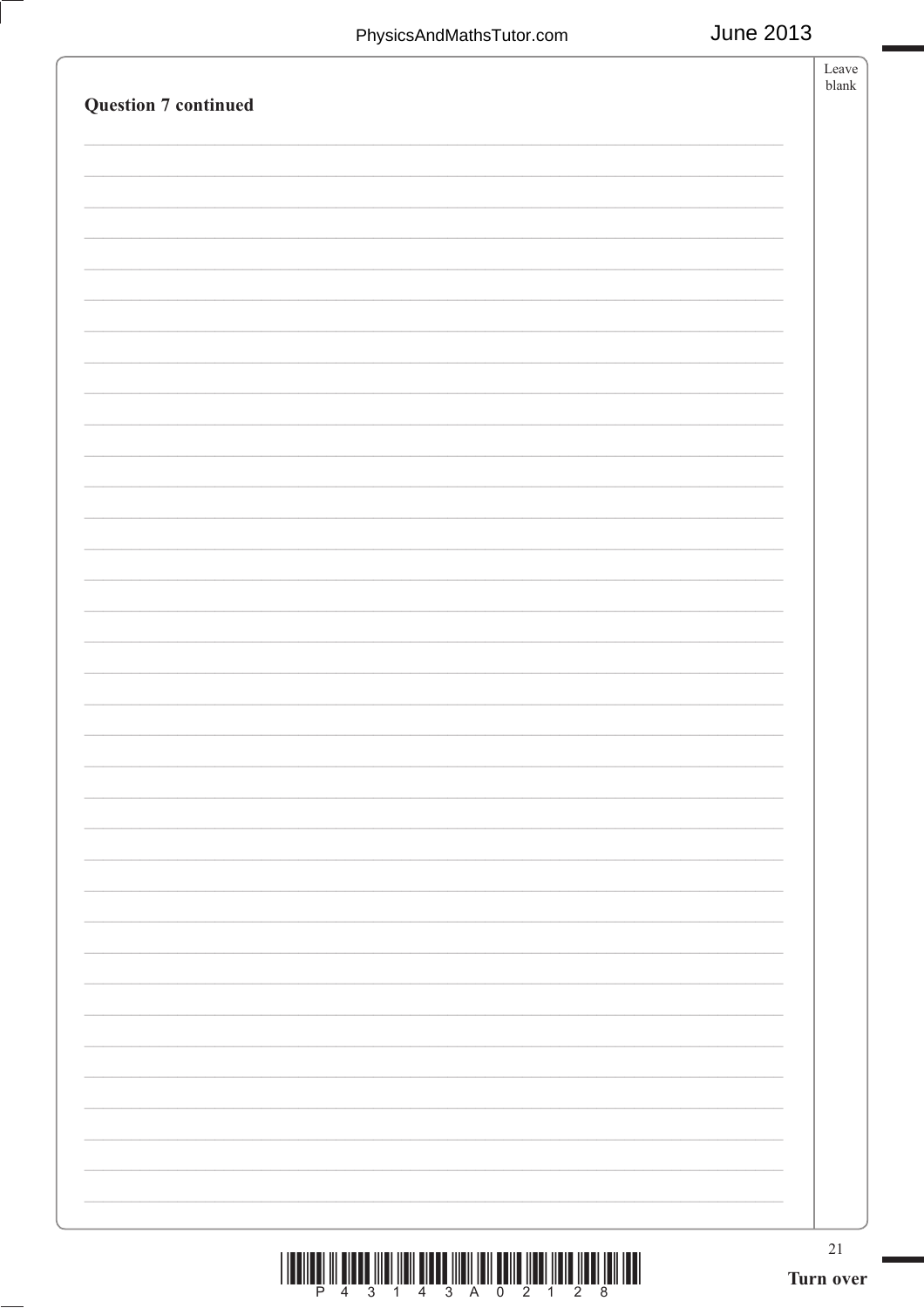**Question 7 continued**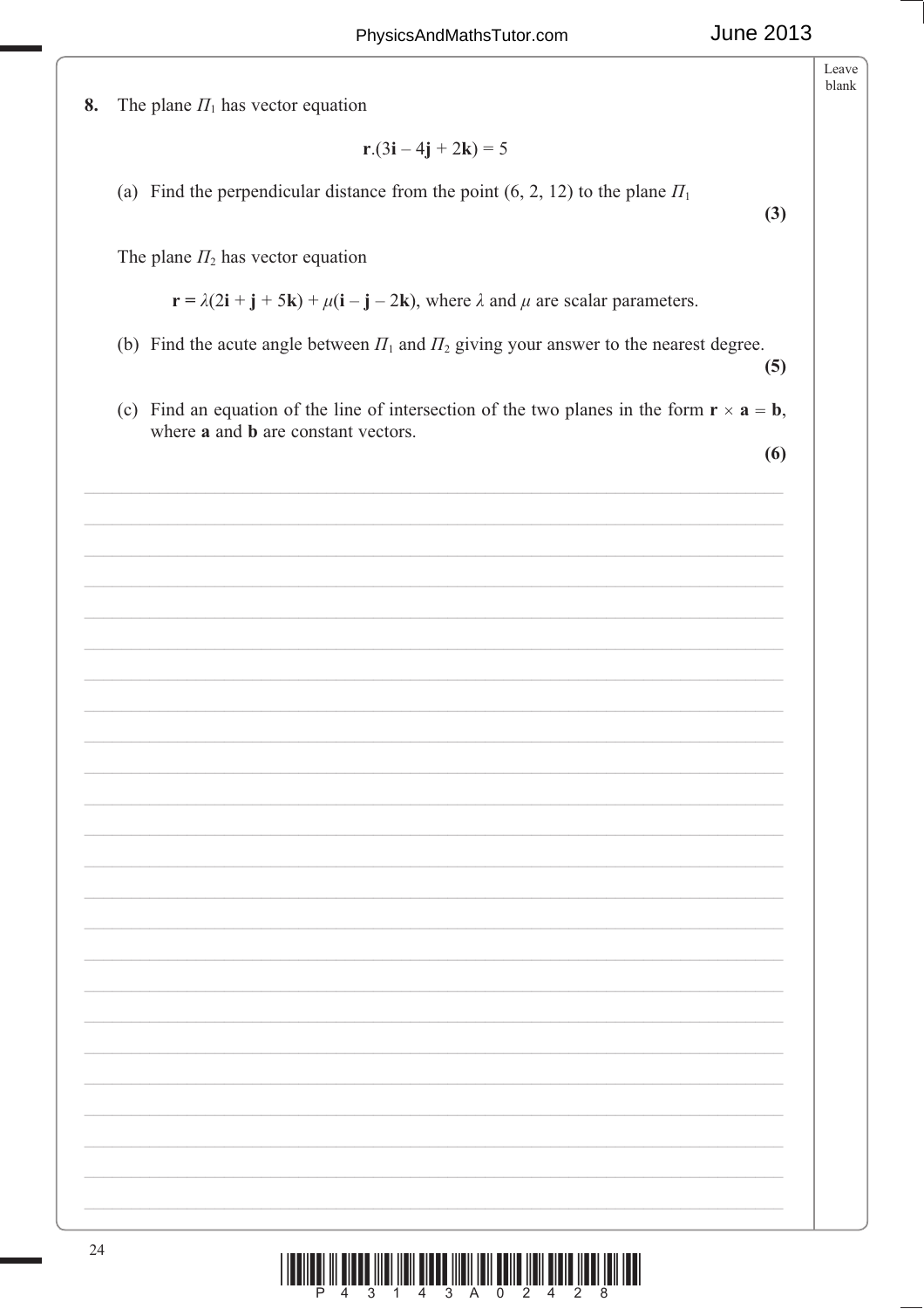**8.** The plane $\Pi_1$ has vector equation

$$\mathbf{r}.(3\mathbf{i} - 4\mathbf{j} + 2\mathbf{k}) = 5$$

(a) Find the perpendicular distance from the point (6, 2, 12) to the plane $\Pi_1$

**(3)**

The plane $\Pi_2$ has vector equation

$$\mathbf{r} = \lambda(2\mathbf{i} + \mathbf{j} + 5\mathbf{k}) + \mu(\mathbf{i} - \mathbf{j} - 2\mathbf{k}), \text{ where } \lambda \text{ and } \mu \text{ are scalar parameters.}$$

(b) Find the acute angle between $\Pi_1$ and $\Pi_2$ giving your answer to the nearest degree.

**(5)**

(c) Find an equation of the line of intersection of the two planes in the form $\mathbf{r} \times \mathbf{a} = \mathbf{b}$, where $\mathbf{a}$ and $\mathbf{b}$ are constant vectors.

**(6)**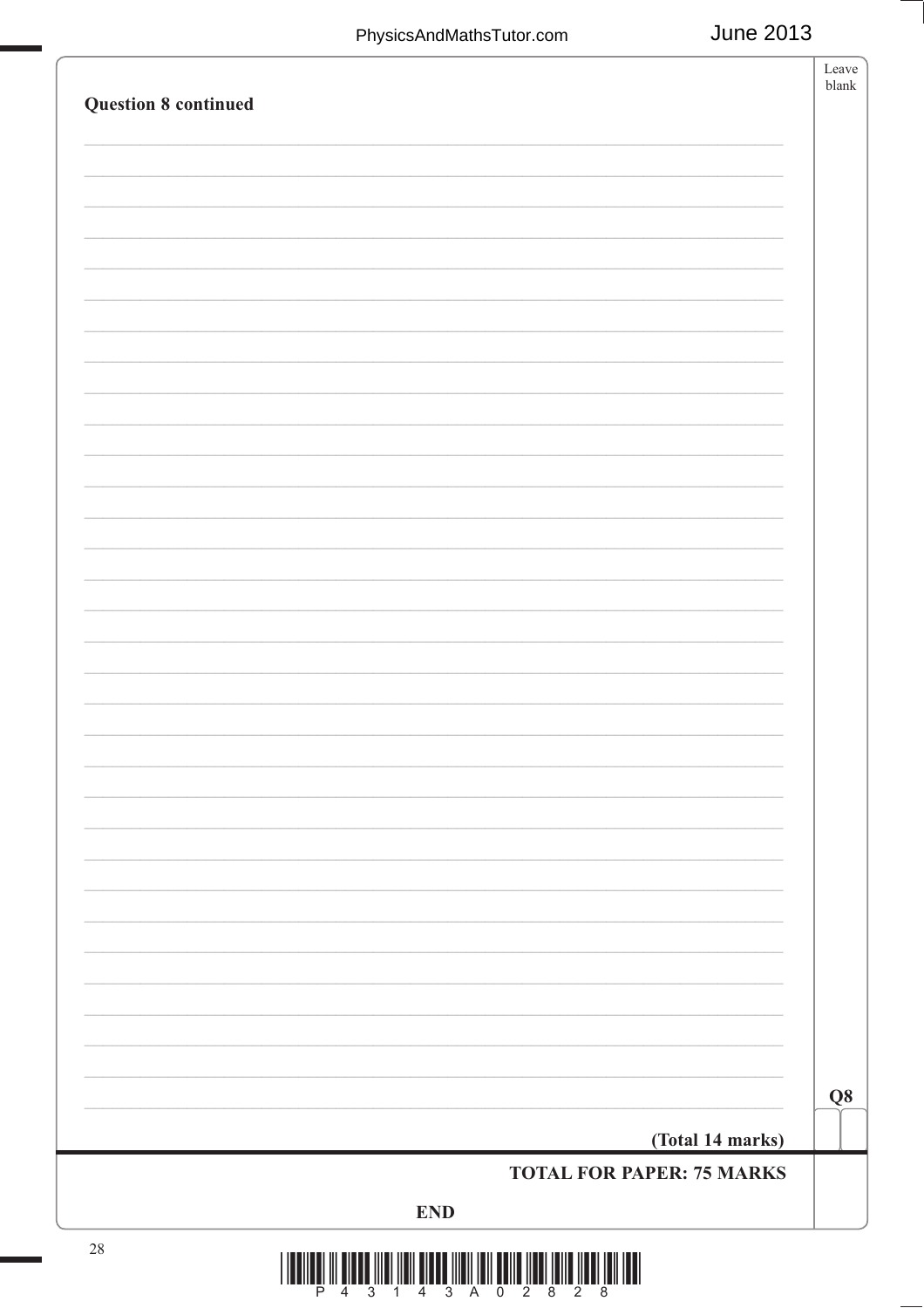**Question 8 continued**

Q8

**(Total 14 marks)**

**TOTAL FOR PAPER: 75 MARKS**

**END**